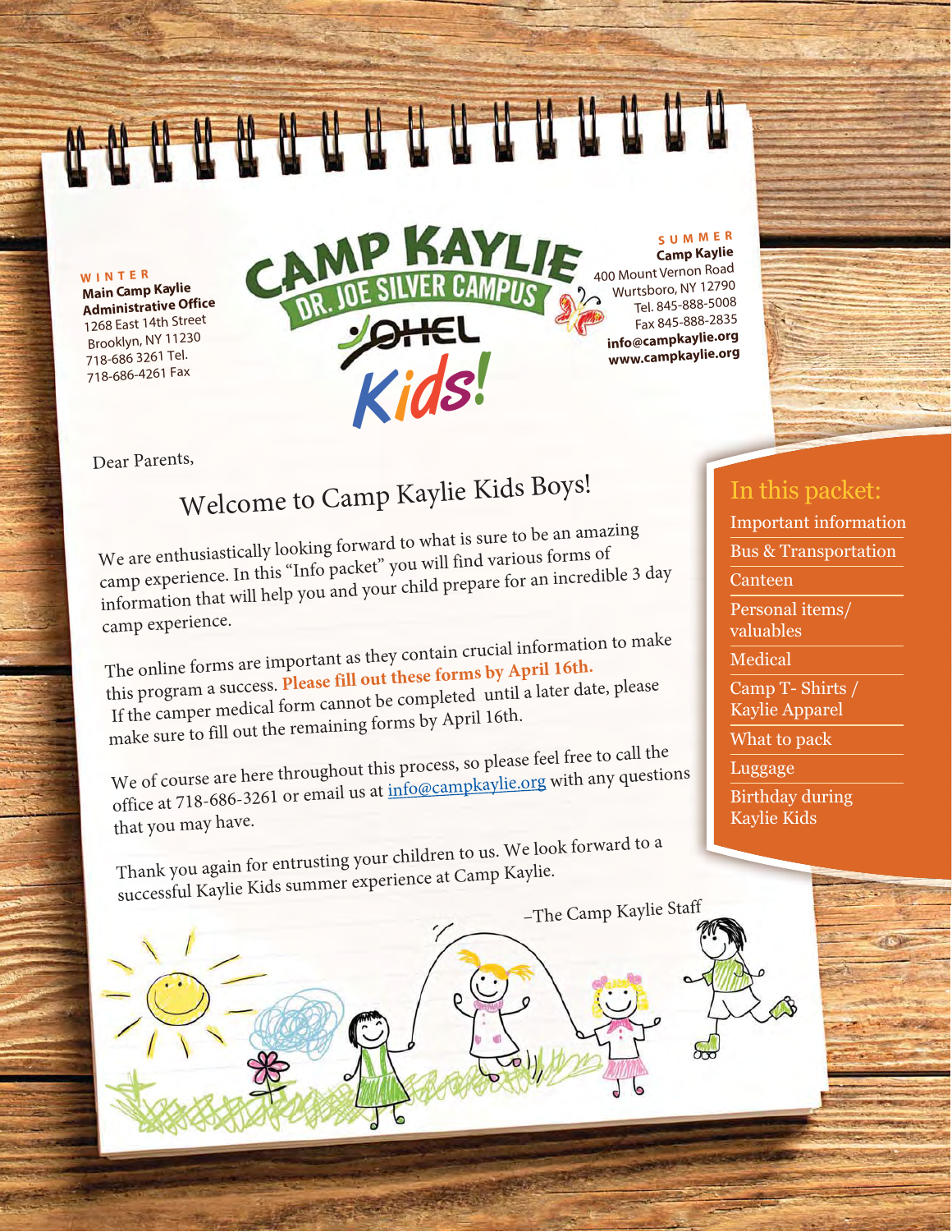**WINTER**

**Main Camp Kaylie Administrative Office**
1268 East 14th Street
Brooklyn, NY 11230
718-686 3261 Tel.
718-686-4261 Fax

CAMP KAYLIE
DR. JOE SILVER CAMPUS
OHEL
Kids!

**SUMMER**

**Camp Kaylie**
400 Mount Vernon Road
Wurtsboro, NY 12790
Tel. 845-888-5008
Fax 845-888-2835
**info@campkaylie.org**
**www.campkaylie.org**

Dear Parents,

## Welcome to Camp Kaylie Kids Boys!

We are enthusiastically looking forward to what is sure to be an amazing camp experience. In this "Info packet" you will find various forms of information that will help you and your child prepare for an incredible 3 day camp experience.

The online forms are important as they contain crucial information to make this program a success. **Please fill out these forms by April 16th.** If the camper medical form cannot be completed until a later date, please make sure to fill out the remaining forms by April 16th.

We of course are here throughout this process, so please feel free to call the office at 718-686-3261 or email us at info@campkaylie.org with any questions that you may have.

Thank you again for entrusting your children to us. We look forward to a successful Kaylie Kids summer experience at Camp Kaylie.

–The Camp Kaylie Staff

### In this packet:

- Important information
- Bus & Transportation
- Canteen
- Personal items/ valuables
- Medical
- Camp T- Shirts / Kaylie Apparel
- What to pack
- Luggage
- Birthday during Kaylie Kids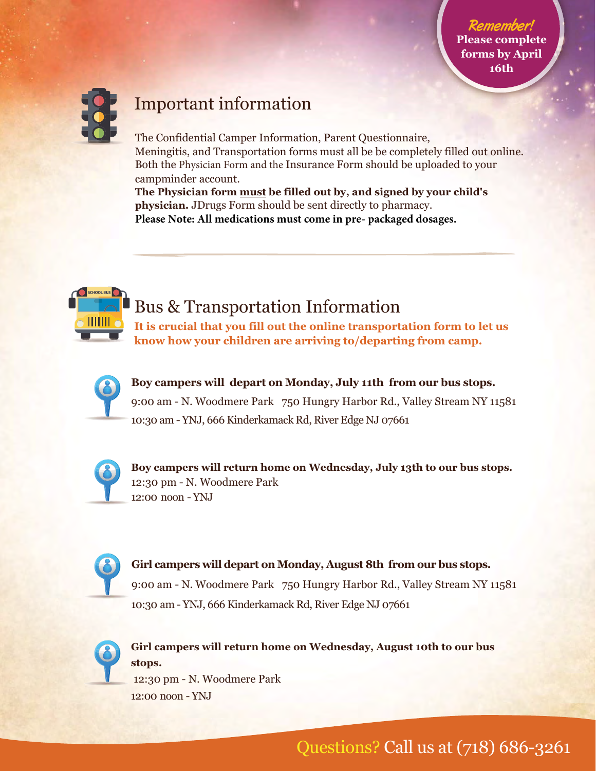**Remember!**
**Please complete forms by April 16th**

## Important information

The Confidential Camper Information, Parent Questionnaire, Meningitis, and Transportation forms must all be be completely filled out online. Both the Physician Form and the Insurance Form should be uploaded to your campminder account.

**The Physician form must be filled out by, and signed by your child's physician.** JDrugs Form should be sent directly to pharmacy.

**Please Note: All medications must come in pre- packaged dosages.**

## Bus & Transportation Information

**It is crucial that you fill out the online transportation form to let us know how your children are arriving to/departing from camp.**

**Boy campers will depart on Monday, July 11th from our bus stops.**

9:00 am - N. Woodmere Park 750 Hungry Harbor Rd., Valley Stream NY 11581

10:30 am - YNJ, 666 Kinderkamack Rd, River Edge NJ 07661

**Boy campers will return home on Wednesday, July 13th to our bus stops.**

12:30 pm - N. Woodmere Park

12:00 noon - YNJ

**Girl campers will depart on Monday, August 8th from our bus stops.**

9:00 am - N. Woodmere Park 750 Hungry Harbor Rd., Valley Stream NY 11581

10:30 am - YNJ, 666 Kinderkamack Rd, River Edge NJ 07661

**Girl campers will return home on Wednesday, August 10th to our bus stops.**

12:30 pm - N. Woodmere Park

12:00 noon - YNJ

Questions? Call us at (718) 686-3261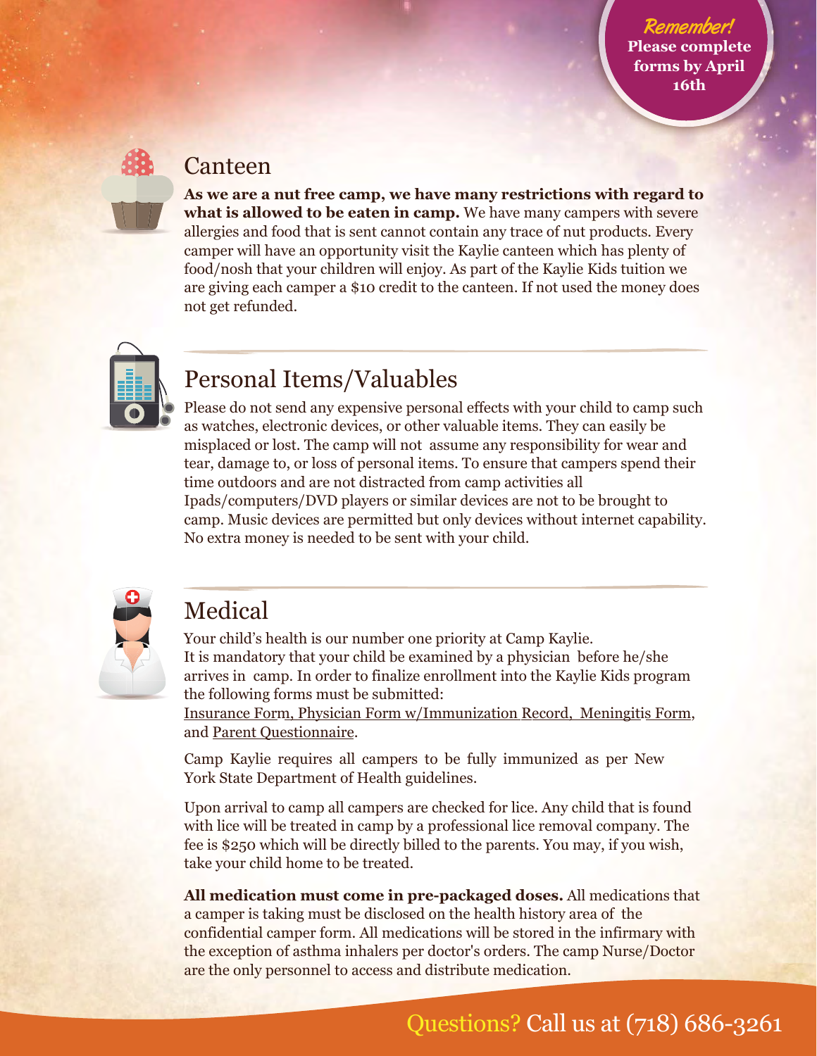***Remember!***
**Please complete forms by April 16th**

## Canteen

**As we are a nut free camp, we have many restrictions with regard to what is allowed to be eaten in camp.** We have many campers with severe allergies and food that is sent cannot contain any trace of nut products. Every camper will have an opportunity visit the Kaylie canteen which has plenty of food/nosh that your children will enjoy. As part of the Kaylie Kids tuition we are giving each camper a $10 credit to the canteen. If not used the money does not get refunded.

## Personal Items/Valuables

Please do not send any expensive personal effects with your child to camp such as watches, electronic devices, or other valuable items. They can easily be misplaced or lost. The camp will not assume any responsibility for wear and tear, damage to, or loss of personal items. To ensure that campers spend their time outdoors and are not distracted from camp activities all Ipads/computers/DVD players or similar devices are not to be brought to camp. Music devices are permitted but only devices without internet capability. No extra money is needed to be sent with your child.

## Medical

Your child's health is our number one priority at Camp Kaylie.
It is mandatory that your child be examined by a physician before he/she arrives in camp. In order to finalize enrollment into the Kaylie Kids program the following forms must be submitted:
Insurance Form, Physician Form w/Immunization Record, Meningitis Form, and Parent Questionnaire.

Camp Kaylie requires all campers to be fully immunized as per New York State Department of Health guidelines.

Upon arrival to camp all campers are checked for lice. Any child that is found with lice will be treated in camp by a professional lice removal company. The fee is $250 which will be directly billed to the parents. You may, if you wish, take your child home to be treated.

**All medication must come in pre-packaged doses.** All medications that a camper is taking must be disclosed on the health history area of the confidential camper form. All medications will be stored in the infirmary with the exception of asthma inhalers per doctor's orders. The camp Nurse/Doctor are the only personnel to access and distribute medication.

Questions? Call us at (718) 686-3261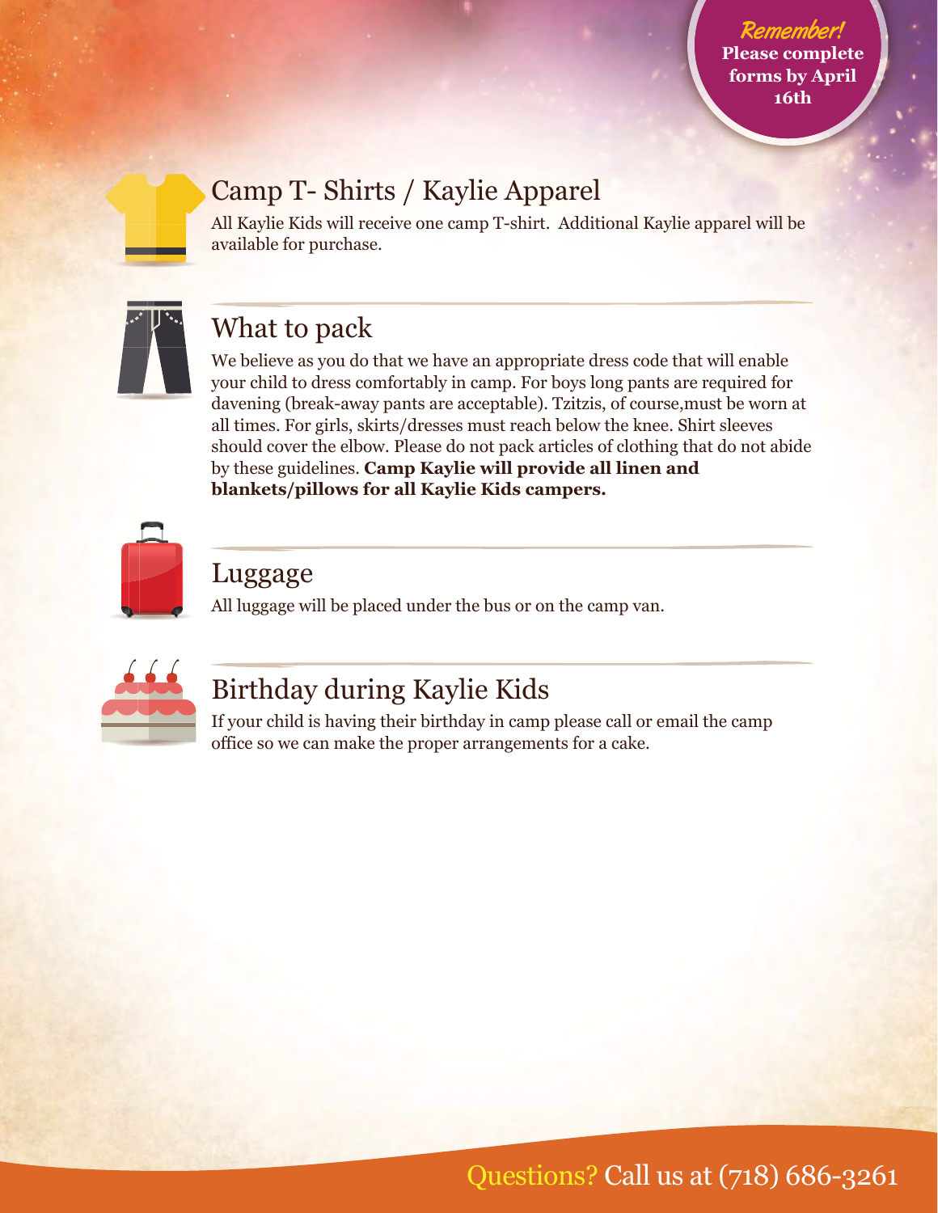*Remember!*
**Please complete forms by April 16th**

## Camp T- Shirts / Kaylie Apparel

All Kaylie Kids will receive one camp T-shirt. Additional Kaylie apparel will be available for purchase.

## What to pack

We believe as you do that we have an appropriate dress code that will enable your child to dress comfortably in camp. For boys long pants are required for davening (break-away pants are acceptable). Tzitzis, of course,must be worn at all times. For girls, skirts/dresses must reach below the knee. Shirt sleeves should cover the elbow. Please do not pack articles of clothing that do not abide by these guidelines. **Camp Kaylie will provide all linen and blankets/pillows for all Kaylie Kids campers.**

## Luggage

All luggage will be placed under the bus or on the camp van.

## Birthday during Kaylie Kids

If your child is having their birthday in camp please call or email the camp office so we can make the proper arrangements for a cake.

Questions? Call us at (718) 686-3261